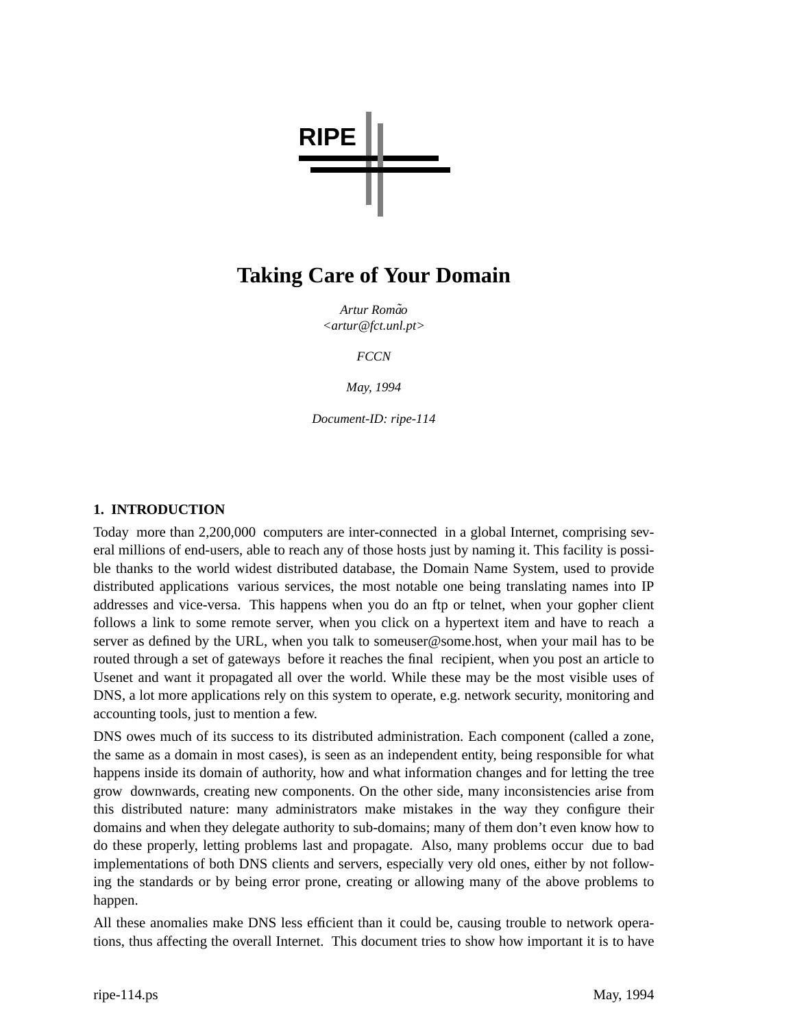RIPE

# Taking Care of Your Domain

*Artur Romão*
*<artur@fct.unl.pt>*

*FCCN*

*May, 1994*

*Document-ID: ripe-114*

## 1. INTRODUCTION

Today more than 2,200,000 computers are inter-connected in a global Internet, comprising several millions of end-users, able to reach any of those hosts just by naming it. This facility is possible thanks to the world widest distributed database, the Domain Name System, used to provide distributed applications various services, the most notable one being translating names into IP addresses and vice-versa. This happens when you do an ftp or telnet, when your gopher client follows a link to some remote server, when you click on a hypertext item and have to reach a server as defined by the URL, when you talk to someuser@some.host, when your mail has to be routed through a set of gateways before it reaches the final recipient, when you post an article to Usenet and want it propagated all over the world. While these may be the most visible uses of DNS, a lot more applications rely on this system to operate, e.g. network security, monitoring and accounting tools, just to mention a few.

DNS owes much of its success to its distributed administration. Each component (called a zone, the same as a domain in most cases), is seen as an independent entity, being responsible for what happens inside its domain of authority, how and what information changes and for letting the tree grow downwards, creating new components. On the other side, many inconsistencies arise from this distributed nature: many administrators make mistakes in the way they configure their domains and when they delegate authority to sub-domains; many of them don't even know how to do these properly, letting problems last and propagate. Also, many problems occur due to bad implementations of both DNS clients and servers, especially very old ones, either by not following the standards or by being error prone, creating or allowing many of the above problems to happen.

All these anomalies make DNS less efficient than it could be, causing trouble to network operations, thus affecting the overall Internet. This document tries to show how important it is to have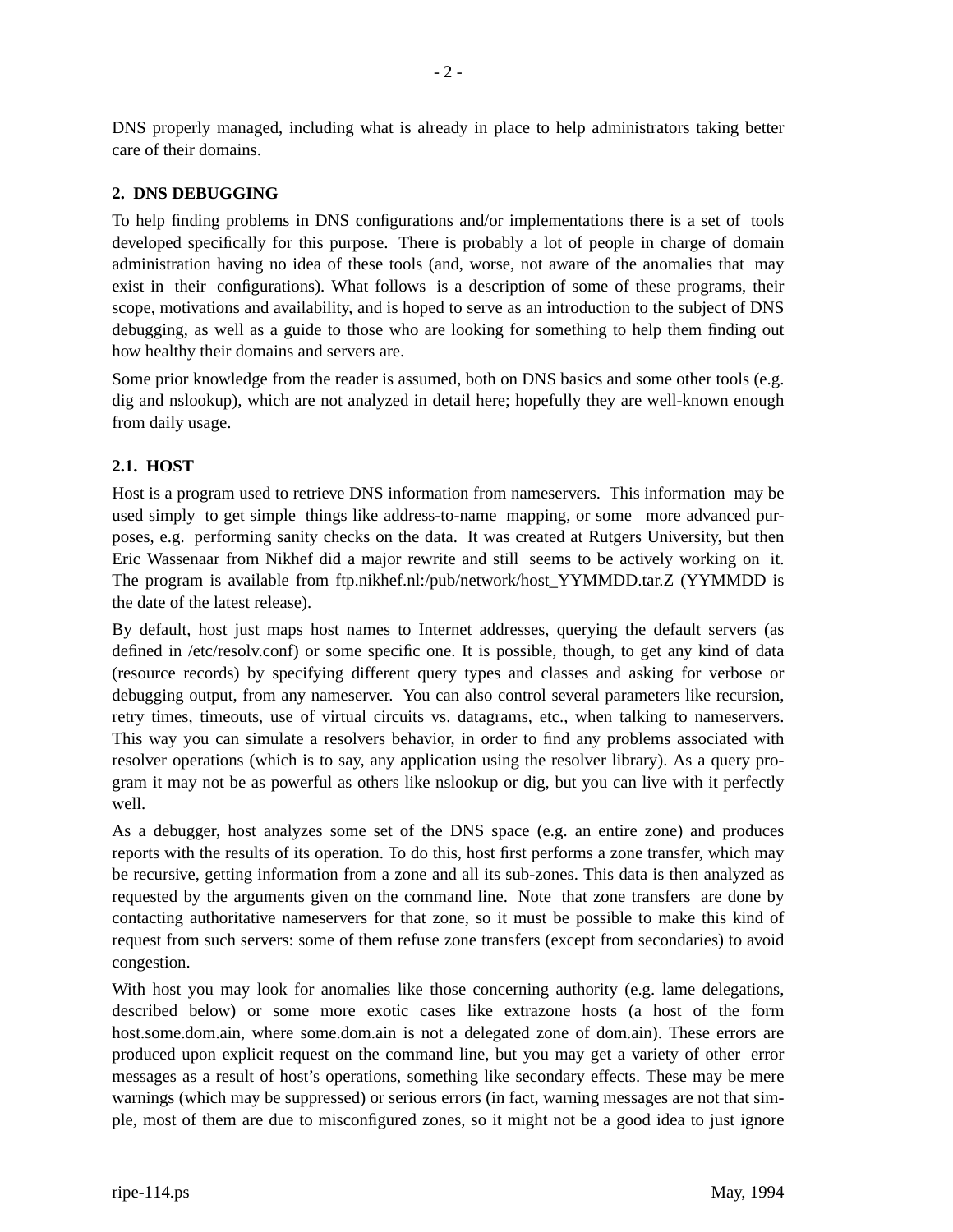DNS properly managed, including what is already in place to help administrators taking better care of their domains.

## 2. DNS DEBUGGING

To help finding problems in DNS configurations and/or implementations there is a set of tools developed specifically for this purpose. There is probably a lot of people in charge of domain administration having no idea of these tools (and, worse, not aware of the anomalies that may exist in their configurations). What follows is a description of some of these programs, their scope, motivations and availability, and is hoped to serve as an introduction to the subject of DNS debugging, as well as a guide to those who are looking for something to help them finding out how healthy their domains and servers are.

Some prior knowledge from the reader is assumed, both on DNS basics and some other tools (e.g. dig and nslookup), which are not analyzed in detail here; hopefully they are well-known enough from daily usage.

### 2.1. HOST

Host is a program used to retrieve DNS information from nameservers. This information may be used simply to get simple things like address-to-name mapping, or some more advanced purposes, e.g. performing sanity checks on the data. It was created at Rutgers University, but then Eric Wassenaar from Nikhef did a major rewrite and still seems to be actively working on it. The program is available from ftp.nikhef.nl:/pub/network/host_YYMMDD.tar.Z (YYMMDD is the date of the latest release).

By default, host just maps host names to Internet addresses, querying the default servers (as defined in /etc/resolv.conf) or some specific one. It is possible, though, to get any kind of data (resource records) by specifying different query types and classes and asking for verbose or debugging output, from any nameserver. You can also control several parameters like recursion, retry times, timeouts, use of virtual circuits vs. datagrams, etc., when talking to nameservers. This way you can simulate a resolvers behavior, in order to find any problems associated with resolver operations (which is to say, any application using the resolver library). As a query program it may not be as powerful as others like nslookup or dig, but you can live with it perfectly well.

As a debugger, host analyzes some set of the DNS space (e.g. an entire zone) and produces reports with the results of its operation. To do this, host first performs a zone transfer, which may be recursive, getting information from a zone and all its sub-zones. This data is then analyzed as requested by the arguments given on the command line. Note that zone transfers are done by contacting authoritative nameservers for that zone, so it must be possible to make this kind of request from such servers: some of them refuse zone transfers (except from secondaries) to avoid congestion.

With host you may look for anomalies like those concerning authority (e.g. lame delegations, described below) or some more exotic cases like extrazone hosts (a host of the form host.some.dom.ain, where some.dom.ain is not a delegated zone of dom.ain). These errors are produced upon explicit request on the command line, but you may get a variety of other error messages as a result of host's operations, something like secondary effects. These may be mere warnings (which may be suppressed) or serious errors (in fact, warning messages are not that simple, most of them are due to misconfigured zones, so it might not be a good idea to just ignore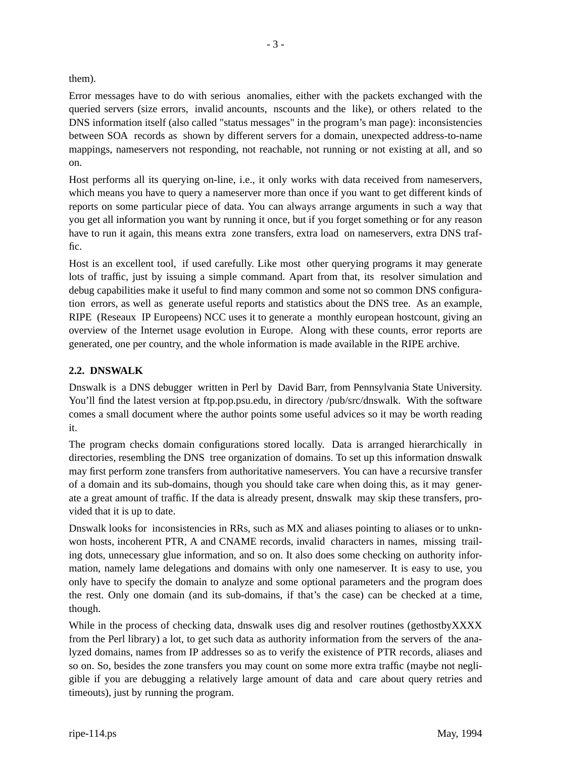them).

Error messages have to do with serious anomalies, either with the packets exchanged with the queried servers (size errors, invalid ancounts, nscounts and the like), or others related to the DNS information itself (also called "status messages" in the program's man page): inconsistencies between SOA records as shown by different servers for a domain, unexpected address-to-name mappings, nameservers not responding, not reachable, not running or not existing at all, and so on.

Host performs all its querying on-line, i.e., it only works with data received from nameservers, which means you have to query a nameserver more than once if you want to get different kinds of reports on some particular piece of data. You can always arrange arguments in such a way that you get all information you want by running it once, but if you forget something or for any reason have to run it again, this means extra zone transfers, extra load on nameservers, extra DNS traffic.

Host is an excellent tool, if used carefully. Like most other querying programs it may generate lots of traffic, just by issuing a simple command. Apart from that, its resolver simulation and debug capabilities make it useful to find many common and some not so common DNS configuration errors, as well as generate useful reports and statistics about the DNS tree. As an example, RIPE (Reseaux IP Europeens) NCC uses it to generate a monthly european hostcount, giving an overview of the Internet usage evolution in Europe. Along with these counts, error reports are generated, one per country, and the whole information is made available in the RIPE archive.

### 2.2. DNSWALK

Dnswalk is a DNS debugger written in Perl by David Barr, from Pennsylvania State University. You'll find the latest version at ftp.pop.psu.edu, in directory /pub/src/dnswalk. With the software comes a small document where the author points some useful advices so it may be worth reading it.

The program checks domain configurations stored locally. Data is arranged hierarchically in directories, resembling the DNS tree organization of domains. To set up this information dnswalk may first perform zone transfers from authoritative nameservers. You can have a recursive transfer of a domain and its sub-domains, though you should take care when doing this, as it may generate a great amount of traffic. If the data is already present, dnswalk may skip these transfers, provided that it is up to date.

Dnswalk looks for inconsistencies in RRs, such as MX and aliases pointing to aliases or to unknwon hosts, incoherent PTR, A and CNAME records, invalid characters in names, missing trailing dots, unnecessary glue information, and so on. It also does some checking on authority information, namely lame delegations and domains with only one nameserver. It is easy to use, you only have to specify the domain to analyze and some optional parameters and the program does the rest. Only one domain (and its sub-domains, if that's the case) can be checked at a time, though.

While in the process of checking data, dnswalk uses dig and resolver routines (gethostbyXXXX from the Perl library) a lot, to get such data as authority information from the servers of the analyzed domains, names from IP addresses so as to verify the existence of PTR records, aliases and so on. So, besides the zone transfers you may count on some more extra traffic (maybe not negligible if you are debugging a relatively large amount of data and care about query retries and timeouts), just by running the program.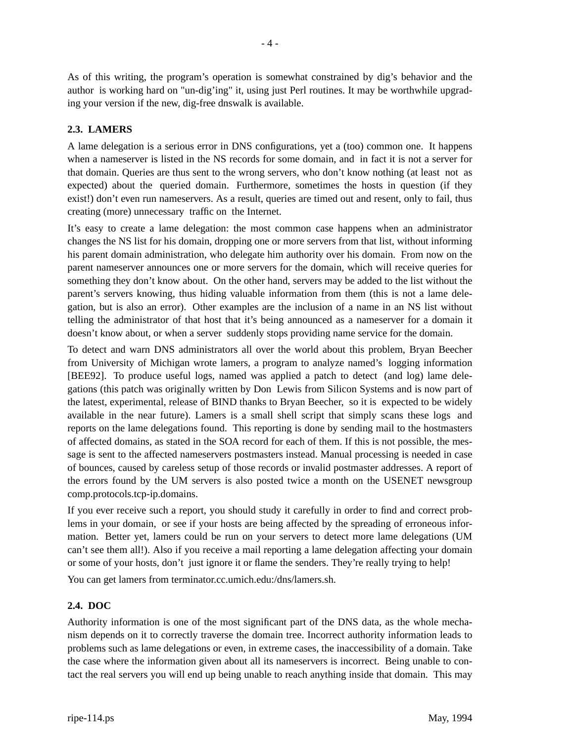As of this writing, the program's operation is somewhat constrained by dig's behavior and the author is working hard on "un-dig'ing" it, using just Perl routines. It may be worthwhile upgrading your version if the new, dig-free dnswalk is available.

### 2.3. LAMERS

A lame delegation is a serious error in DNS configurations, yet a (too) common one. It happens when a nameserver is listed in the NS records for some domain, and in fact it is not a server for that domain. Queries are thus sent to the wrong servers, who don't know nothing (at least not as expected) about the queried domain. Furthermore, sometimes the hosts in question (if they exist!) don't even run nameservers. As a result, queries are timed out and resent, only to fail, thus creating (more) unnecessary traffic on the Internet.

It's easy to create a lame delegation: the most common case happens when an administrator changes the NS list for his domain, dropping one or more servers from that list, without informing his parent domain administration, who delegate him authority over his domain. From now on the parent nameserver announces one or more servers for the domain, which will receive queries for something they don't know about. On the other hand, servers may be added to the list without the parent's servers knowing, thus hiding valuable information from them (this is not a lame delegation, but is also an error). Other examples are the inclusion of a name in an NS list without telling the administrator of that host that it's being announced as a nameserver for a domain it doesn't know about, or when a server suddenly stops providing name service for the domain.

To detect and warn DNS administrators all over the world about this problem, Bryan Beecher from University of Michigan wrote lamers, a program to analyze named's logging information [BEE92]. To produce useful logs, named was applied a patch to detect (and log) lame delegations (this patch was originally written by Don Lewis from Silicon Systems and is now part of the latest, experimental, release of BIND thanks to Bryan Beecher, so it is expected to be widely available in the near future). Lamers is a small shell script that simply scans these logs and reports on the lame delegations found. This reporting is done by sending mail to the hostmasters of affected domains, as stated in the SOA record for each of them. If this is not possible, the message is sent to the affected nameservers postmasters instead. Manual processing is needed in case of bounces, caused by careless setup of those records or invalid postmaster addresses. A report of the errors found by the UM servers is also posted twice a month on the USENET newsgroup comp.protocols.tcp-ip.domains.

If you ever receive such a report, you should study it carefully in order to find and correct problems in your domain, or see if your hosts are being affected by the spreading of erroneous information. Better yet, lamers could be run on your servers to detect more lame delegations (UM can't see them all!). Also if you receive a mail reporting a lame delegation affecting your domain or some of your hosts, don't just ignore it or flame the senders. They're really trying to help!

You can get lamers from terminator.cc.umich.edu:/dns/lamers.sh.

### 2.4. DOC

Authority information is one of the most significant part of the DNS data, as the whole mechanism depends on it to correctly traverse the domain tree. Incorrect authority information leads to problems such as lame delegations or even, in extreme cases, the inaccessibility of a domain. Take the case where the information given about all its nameservers is incorrect. Being unable to contact the real servers you will end up being unable to reach anything inside that domain. This may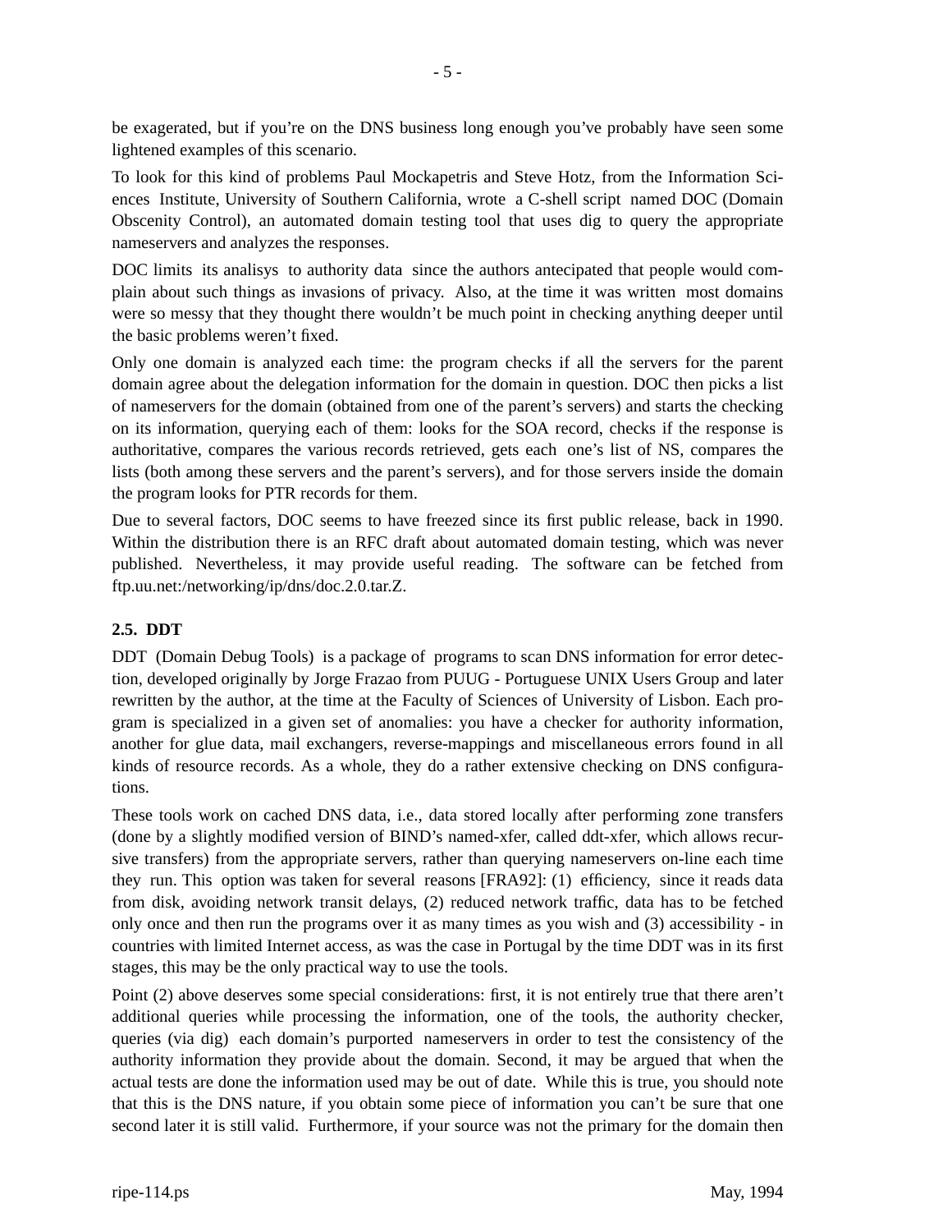be exagerated, but if you're on the DNS business long enough you've probably have seen some lightened examples of this scenario.

To look for this kind of problems Paul Mockapetris and Steve Hotz, from the Information Sciences Institute, University of Southern California, wrote a C-shell script named DOC (Domain Obscenity Control), an automated domain testing tool that uses dig to query the appropriate nameservers and analyzes the responses.

DOC limits its analisys to authority data since the authors antecipated that people would complain about such things as invasions of privacy. Also, at the time it was written most domains were so messy that they thought there wouldn't be much point in checking anything deeper until the basic problems weren't fixed.

Only one domain is analyzed each time: the program checks if all the servers for the parent domain agree about the delegation information for the domain in question. DOC then picks a list of nameservers for the domain (obtained from one of the parent's servers) and starts the checking on its information, querying each of them: looks for the SOA record, checks if the response is authoritative, compares the various records retrieved, gets each one's list of NS, compares the lists (both among these servers and the parent's servers), and for those servers inside the domain the program looks for PTR records for them.

Due to several factors, DOC seems to have freezed since its first public release, back in 1990. Within the distribution there is an RFC draft about automated domain testing, which was never published. Nevertheless, it may provide useful reading. The software can be fetched from ftp.uu.net:/networking/ip/dns/doc.2.0.tar.Z.

### 2.5. DDT

DDT (Domain Debug Tools) is a package of programs to scan DNS information for error detection, developed originally by Jorge Frazao from PUUG - Portuguese UNIX Users Group and later rewritten by the author, at the time at the Faculty of Sciences of University of Lisbon. Each program is specialized in a given set of anomalies: you have a checker for authority information, another for glue data, mail exchangers, reverse-mappings and miscellaneous errors found in all kinds of resource records. As a whole, they do a rather extensive checking on DNS configurations.

These tools work on cached DNS data, i.e., data stored locally after performing zone transfers (done by a slightly modified version of BIND's named-xfer, called ddt-xfer, which allows recursive transfers) from the appropriate servers, rather than querying nameservers on-line each time they run. This option was taken for several reasons [FRA92]: (1) efficiency, since it reads data from disk, avoiding network transit delays, (2) reduced network traffic, data has to be fetched only once and then run the programs over it as many times as you wish and (3) accessibility - in countries with limited Internet access, as was the case in Portugal by the time DDT was in its first stages, this may be the only practical way to use the tools.

Point (2) above deserves some special considerations: first, it is not entirely true that there aren't additional queries while processing the information, one of the tools, the authority checker, queries (via dig) each domain's purported nameservers in order to test the consistency of the authority information they provide about the domain. Second, it may be argued that when the actual tests are done the information used may be out of date. While this is true, you should note that this is the DNS nature, if you obtain some piece of information you can't be sure that one second later it is still valid. Furthermore, if your source was not the primary for the domain then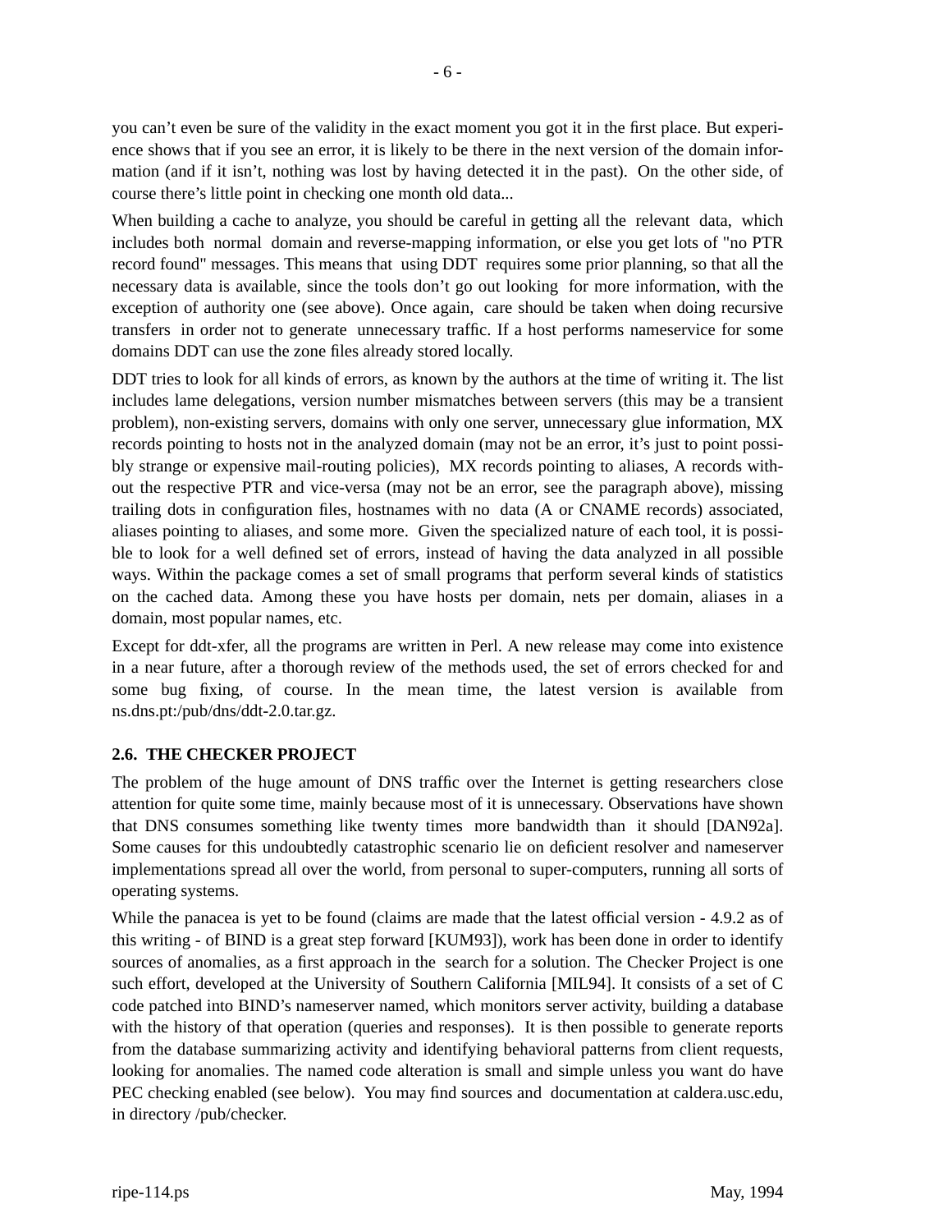you can't even be sure of the validity in the exact moment you got it in the first place. But experience shows that if you see an error, it is likely to be there in the next version of the domain information (and if it isn't, nothing was lost by having detected it in the past). On the other side, of course there's little point in checking one month old data...

When building a cache to analyze, you should be careful in getting all the relevant data, which includes both normal domain and reverse-mapping information, or else you get lots of "no PTR record found" messages. This means that using DDT requires some prior planning, so that all the necessary data is available, since the tools don't go out looking for more information, with the exception of authority one (see above). Once again, care should be taken when doing recursive transfers in order not to generate unnecessary traffic. If a host performs nameservice for some domains DDT can use the zone files already stored locally.

DDT tries to look for all kinds of errors, as known by the authors at the time of writing it. The list includes lame delegations, version number mismatches between servers (this may be a transient problem), non-existing servers, domains with only one server, unnecessary glue information, MX records pointing to hosts not in the analyzed domain (may not be an error, it's just to point possibly strange or expensive mail-routing policies), MX records pointing to aliases, A records without the respective PTR and vice-versa (may not be an error, see the paragraph above), missing trailing dots in configuration files, hostnames with no data (A or CNAME records) associated, aliases pointing to aliases, and some more. Given the specialized nature of each tool, it is possible to look for a well defined set of errors, instead of having the data analyzed in all possible ways. Within the package comes a set of small programs that perform several kinds of statistics on the cached data. Among these you have hosts per domain, nets per domain, aliases in a domain, most popular names, etc.

Except for ddt-xfer, all the programs are written in Perl. A new release may come into existence in a near future, after a thorough review of the methods used, the set of errors checked for and some bug fixing, of course. In the mean time, the latest version is available from ns.dns.pt:/pub/dns/ddt-2.0.tar.gz.

## 2.6. THE CHECKER PROJECT

The problem of the huge amount of DNS traffic over the Internet is getting researchers close attention for quite some time, mainly because most of it is unnecessary. Observations have shown that DNS consumes something like twenty times more bandwidth than it should [DAN92a]. Some causes for this undoubtedly catastrophic scenario lie on deficient resolver and nameserver implementations spread all over the world, from personal to super-computers, running all sorts of operating systems.

While the panacea is yet to be found (claims are made that the latest official version - 4.9.2 as of this writing - of BIND is a great step forward [KUM93]), work has been done in order to identify sources of anomalies, as a first approach in the search for a solution. The Checker Project is one such effort, developed at the University of Southern California [MIL94]. It consists of a set of C code patched into BIND's nameserver named, which monitors server activity, building a database with the history of that operation (queries and responses). It is then possible to generate reports from the database summarizing activity and identifying behavioral patterns from client requests, looking for anomalies. The named code alteration is small and simple unless you want do have PEC checking enabled (see below). You may find sources and documentation at caldera.usc.edu, in directory /pub/checker.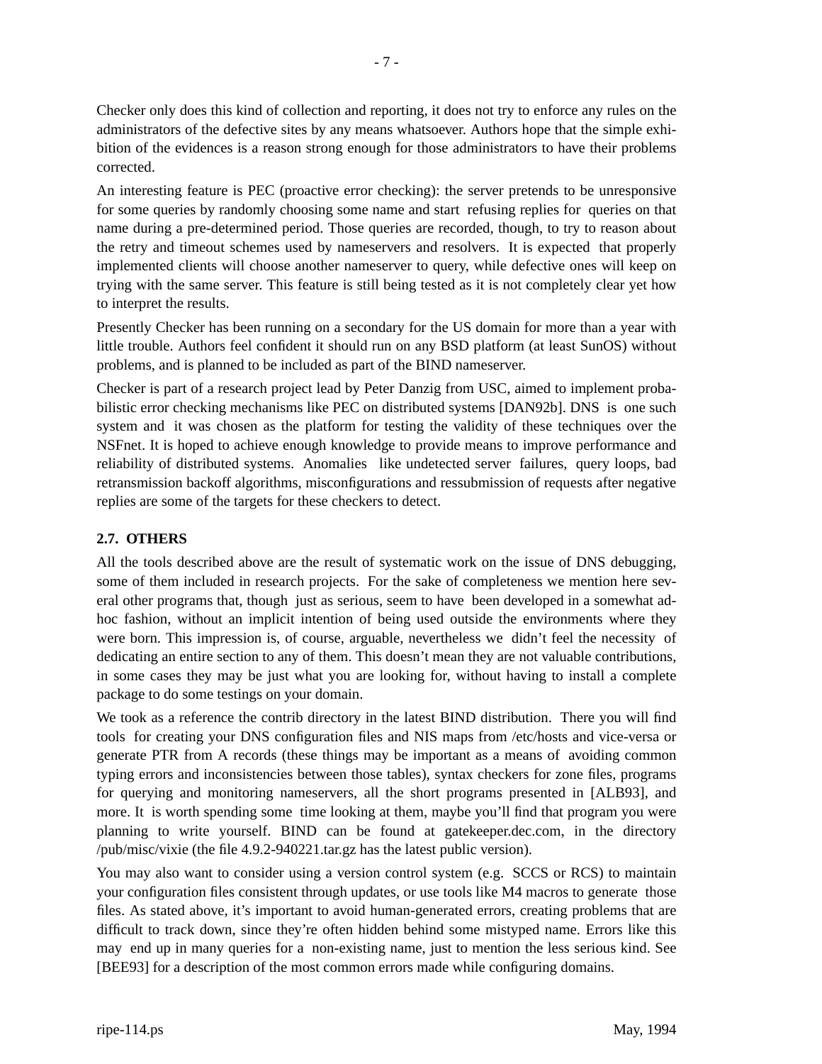Checker only does this kind of collection and reporting, it does not try to enforce any rules on the administrators of the defective sites by any means whatsoever. Authors hope that the simple exhibition of the evidences is a reason strong enough for those administrators to have their problems corrected.

An interesting feature is PEC (proactive error checking): the server pretends to be unresponsive for some queries by randomly choosing some name and start refusing replies for queries on that name during a pre-determined period. Those queries are recorded, though, to try to reason about the retry and timeout schemes used by nameservers and resolvers. It is expected that properly implemented clients will choose another nameserver to query, while defective ones will keep on trying with the same server. This feature is still being tested as it is not completely clear yet how to interpret the results.

Presently Checker has been running on a secondary for the US domain for more than a year with little trouble. Authors feel confident it should run on any BSD platform (at least SunOS) without problems, and is planned to be included as part of the BIND nameserver.

Checker is part of a research project lead by Peter Danzig from USC, aimed to implement probabilistic error checking mechanisms like PEC on distributed systems [DAN92b]. DNS is one such system and it was chosen as the platform for testing the validity of these techniques over the NSFnet. It is hoped to achieve enough knowledge to provide means to improve performance and reliability of distributed systems. Anomalies like undetected server failures, query loops, bad retransmission backoff algorithms, misconfigurations and ressubmission of requests after negative replies are some of the targets for these checkers to detect.

## 2.7. OTHERS

All the tools described above are the result of systematic work on the issue of DNS debugging, some of them included in research projects. For the sake of completeness we mention here several other programs that, though just as serious, seem to have been developed in a somewhat ad-hoc fashion, without an implicit intention of being used outside the environments where they were born. This impression is, of course, arguable, nevertheless we didn't feel the necessity of dedicating an entire section to any of them. This doesn't mean they are not valuable contributions, in some cases they may be just what you are looking for, without having to install a complete package to do some testings on your domain.

We took as a reference the contrib directory in the latest BIND distribution. There you will find tools for creating your DNS configuration files and NIS maps from /etc/hosts and vice-versa or generate PTR from A records (these things may be important as a means of avoiding common typing errors and inconsistencies between those tables), syntax checkers for zone files, programs for querying and monitoring nameservers, all the short programs presented in [ALB93], and more. It is worth spending some time looking at them, maybe you'll find that program you were planning to write yourself. BIND can be found at gatekeeper.dec.com, in the directory /pub/misc/vixie (the file 4.9.2-940221.tar.gz has the latest public version).

You may also want to consider using a version control system (e.g. SCCS or RCS) to maintain your configuration files consistent through updates, or use tools like M4 macros to generate those files. As stated above, it's important to avoid human-generated errors, creating problems that are difficult to track down, since they're often hidden behind some mistyped name. Errors like this may end up in many queries for a non-existing name, just to mention the less serious kind. See [BEE93] for a description of the most common errors made while configuring domains.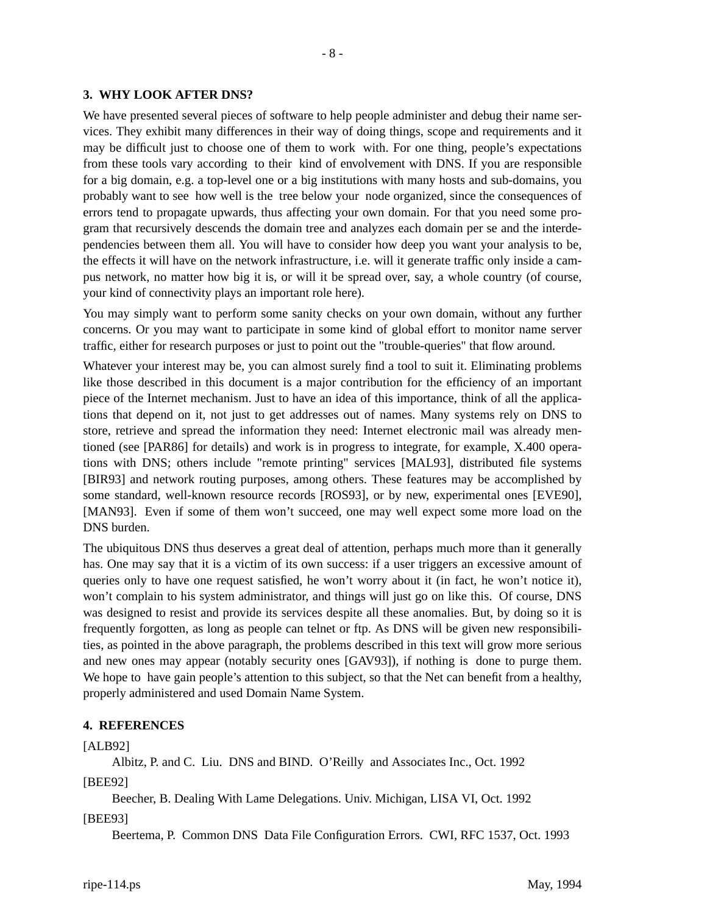## 3. WHY LOOK AFTER DNS?

We have presented several pieces of software to help people administer and debug their name services. They exhibit many differences in their way of doing things, scope and requirements and it may be difficult just to choose one of them to work with. For one thing, people's expectations from these tools vary according to their kind of envolvement with DNS. If you are responsible for a big domain, e.g. a top-level one or a big institutions with many hosts and sub-domains, you probably want to see how well is the tree below your node organized, since the consequences of errors tend to propagate upwards, thus affecting your own domain. For that you need some program that recursively descends the domain tree and analyzes each domain per se and the interdependencies between them all. You will have to consider how deep you want your analysis to be, the effects it will have on the network infrastructure, i.e. will it generate traffic only inside a campus network, no matter how big it is, or will it be spread over, say, a whole country (of course, your kind of connectivity plays an important role here).

You may simply want to perform some sanity checks on your own domain, without any further concerns. Or you may want to participate in some kind of global effort to monitor name server traffic, either for research purposes or just to point out the "trouble-queries" that flow around.

Whatever your interest may be, you can almost surely find a tool to suit it. Eliminating problems like those described in this document is a major contribution for the efficiency of an important piece of the Internet mechanism. Just to have an idea of this importance, think of all the applications that depend on it, not just to get addresses out of names. Many systems rely on DNS to store, retrieve and spread the information they need: Internet electronic mail was already mentioned (see [PAR86] for details) and work is in progress to integrate, for example, X.400 operations with DNS; others include "remote printing" services [MAL93], distributed file systems [BIR93] and network routing purposes, among others. These features may be accomplished by some standard, well-known resource records [ROS93], or by new, experimental ones [EVE90], [MAN93]. Even if some of them won't succeed, one may well expect some more load on the DNS burden.

The ubiquitous DNS thus deserves a great deal of attention, perhaps much more than it generally has. One may say that it is a victim of its own success: if a user triggers an excessive amount of queries only to have one request satisfied, he won't worry about it (in fact, he won't notice it), won't complain to his system administrator, and things will just go on like this. Of course, DNS was designed to resist and provide its services despite all these anomalies. But, by doing so it is frequently forgotten, as long as people can telnet or ftp. As DNS will be given new responsibilities, as pointed in the above paragraph, the problems described in this text will grow more serious and new ones may appear (notably security ones [GAV93]), if nothing is done to purge them. We hope to have gain people's attention to this subject, so that the Net can benefit from a healthy, properly administered and used Domain Name System.

## 4. REFERENCES

[ALB92]
Albitz, P. and C. Liu. DNS and BIND. O'Reilly and Associates Inc., Oct. 1992

[BEE92]
Beecher, B. Dealing With Lame Delegations. Univ. Michigan, LISA VI, Oct. 1992

[BEE93]
Beertema, P. Common DNS Data File Configuration Errors. CWI, RFC 1537, Oct. 1993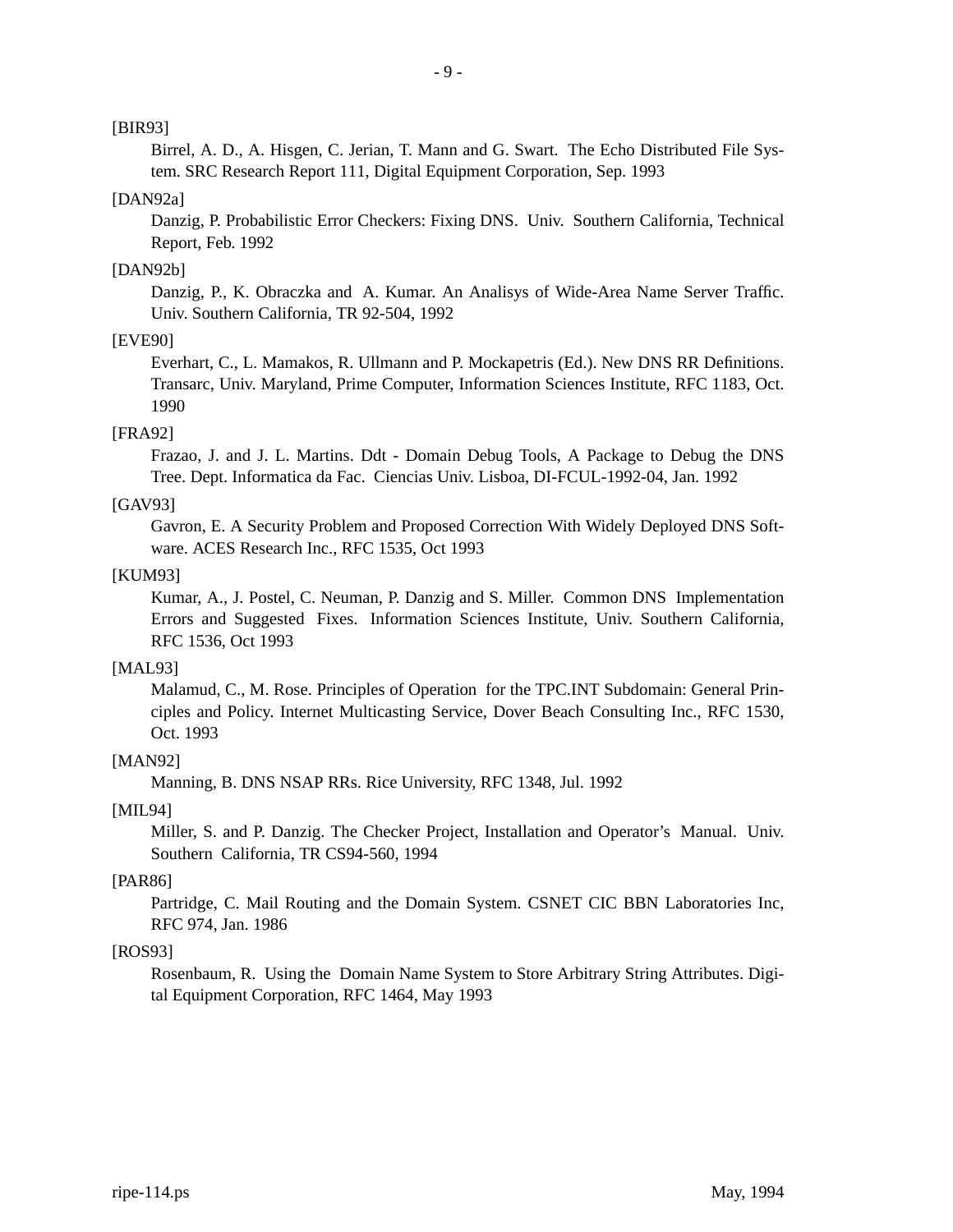[BIR93]

Birrel, A. D., A. Hisgen, C. Jerian, T. Mann and G. Swart. The Echo Distributed File System. SRC Research Report 111, Digital Equipment Corporation, Sep. 1993

[DAN92a]

Danzig, P. Probabilistic Error Checkers: Fixing DNS. Univ. Southern California, Technical Report, Feb. 1992

[DAN92b]

Danzig, P., K. Obraczka and A. Kumar. An Analisys of Wide-Area Name Server Traffic. Univ. Southern California, TR 92-504, 1992

[EVE90]

Everhart, C., L. Mamakos, R. Ullmann and P. Mockapetris (Ed.). New DNS RR Definitions. Transarc, Univ. Maryland, Prime Computer, Information Sciences Institute, RFC 1183, Oct. 1990

[FRA92]

Frazao, J. and J. L. Martins. Ddt - Domain Debug Tools, A Package to Debug the DNS Tree. Dept. Informatica da Fac. Ciencias Univ. Lisboa, DI-FCUL-1992-04, Jan. 1992

[GAV93]

Gavron, E. A Security Problem and Proposed Correction With Widely Deployed DNS Software. ACES Research Inc., RFC 1535, Oct 1993

[KUM93]

Kumar, A., J. Postel, C. Neuman, P. Danzig and S. Miller. Common DNS Implementation Errors and Suggested Fixes. Information Sciences Institute, Univ. Southern California, RFC 1536, Oct 1993

[MAL93]

Malamud, C., M. Rose. Principles of Operation for the TPC.INT Subdomain: General Principles and Policy. Internet Multicasting Service, Dover Beach Consulting Inc., RFC 1530, Oct. 1993

[MAN92]

Manning, B. DNS NSAP RRs. Rice University, RFC 1348, Jul. 1992

[MIL94]

Miller, S. and P. Danzig. The Checker Project, Installation and Operator's Manual. Univ. Southern California, TR CS94-560, 1994

[PAR86]

Partridge, C. Mail Routing and the Domain System. CSNET CIC BBN Laboratories Inc, RFC 974, Jan. 1986

[ROS93]

Rosenbaum, R. Using the Domain Name System to Store Arbitrary String Attributes. Digital Equipment Corporation, RFC 1464, May 1993